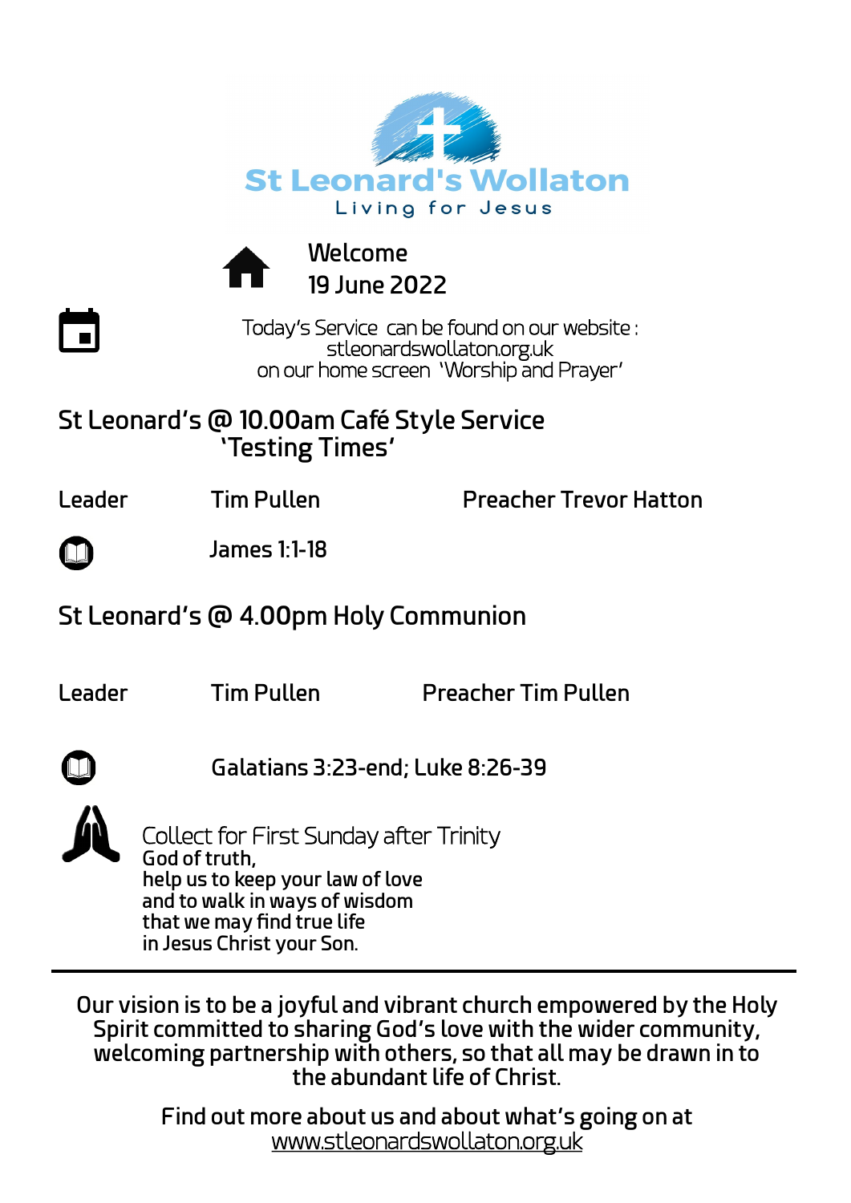# St Leonard's Wollaton

Living for Jesus

## Welcome
## 19 June 2022

Today's Service can be found on our website :
stleonardswollaton.org.uk
on our home screen 'Worship and Prayer'

## St Leonard's @ 10.00am Café Style Service
### 'Testing Times'

Leader Tim Pullen Preacher Trevor Hatton

James 1:1-18

## St Leonard's @ 4.00pm Holy Communion

Leader Tim Pullen Preacher Tim Pullen

Galatians 3:23-end; Luke 8:26-39

Collect for First Sunday after Trinity

**God of truth,
help us to keep your law of love
and to walk in ways of wisdom
that we may find true life
in Jesus Christ your Son.**

---

Our vision is to be a joyful and vibrant church empowered by the Holy Spirit committed to sharing God's love with the wider community, welcoming partnership with others, so that all may be drawn in to the abundant life of Christ.

Find out more about us and about what's going on at
www.stleonardswollaton.org.uk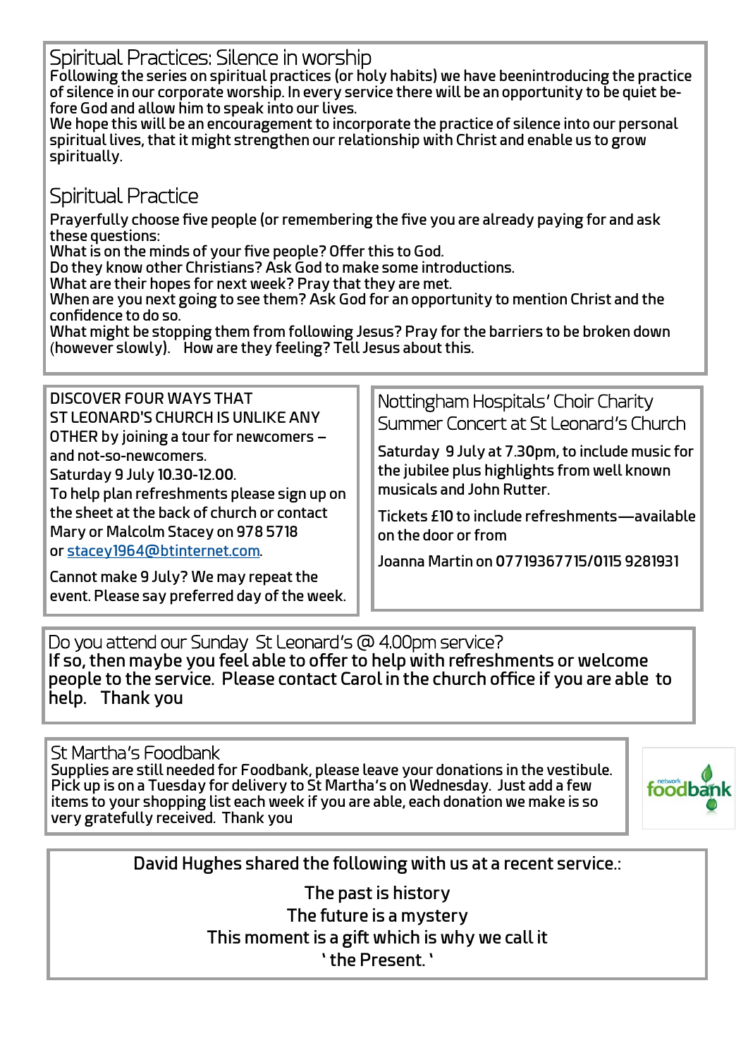## Spiritual Practices: Silence in worship

Following the series on spiritual practices (or holy habits) we have beenintroducing the practice of silence in our corporate worship. In every service there will be an opportunity to be quiet before God and allow him to speak into our lives.

We hope this will be an encouragement to incorporate the practice of silence into our personal spiritual lives, that it might strengthen our relationship with Christ and enable us to grow spiritually.

## Spiritual Practice

Prayerfully choose five people (or remembering the five you are already paying for and ask these questions:

What is on the minds of your five people? Offer this to God.

Do they know other Christians? Ask God to make some introductions.

What are their hopes for next week? Pray that they are met.

When are you next going to see them? Ask God for an opportunity to mention Christ and the confidence to do so.

What might be stopping them from following Jesus? Pray for the barriers to be broken down (however slowly). How are they feeling? Tell Jesus about this.

DISCOVER FOUR WAYS THAT ST LEONARD'S CHURCH IS UNLIKE ANY OTHER by joining a tour for newcomers – and not-so-newcomers.

Saturday 9 July 10.30-12.00.

To help plan refreshments please sign up on the sheet at the back of church or contact Mary or Malcolm Stacey on 978 5718 or stacey1964@btinternet.com.

Cannot make 9 July? We may repeat the event. Please say preferred day of the week.

## Nottingham Hospitals' Choir Charity Summer Concert at St Leonard's Church

Saturday 9 July at 7.30pm, to include music for the jubilee plus highlights from well known musicals and John Rutter.

Tickets £10 to include refreshments—available on the door or from

Joanna Martin on 07719367715/0115 9281931

## Do you attend our Sunday St Leonard's @ 4.00pm service?

If so, then maybe you feel able to offer to help with refreshments or welcome people to the service. Please contact Carol in the church office if you are able to help. Thank you

## St Martha's Foodbank

Supplies are still needed for Foodbank, please leave your donations in the vestibule. Pick up is on a Tuesday for delivery to St Martha's on Wednesday. Just add a few items to your shopping list each week if you are able, each donation we make is so very gratefully received. Thank you

David Hughes shared the following with us at a recent service.:

The past is history  
The future is a mystery  
This moment is a gift which is why we call it  
' the Present. '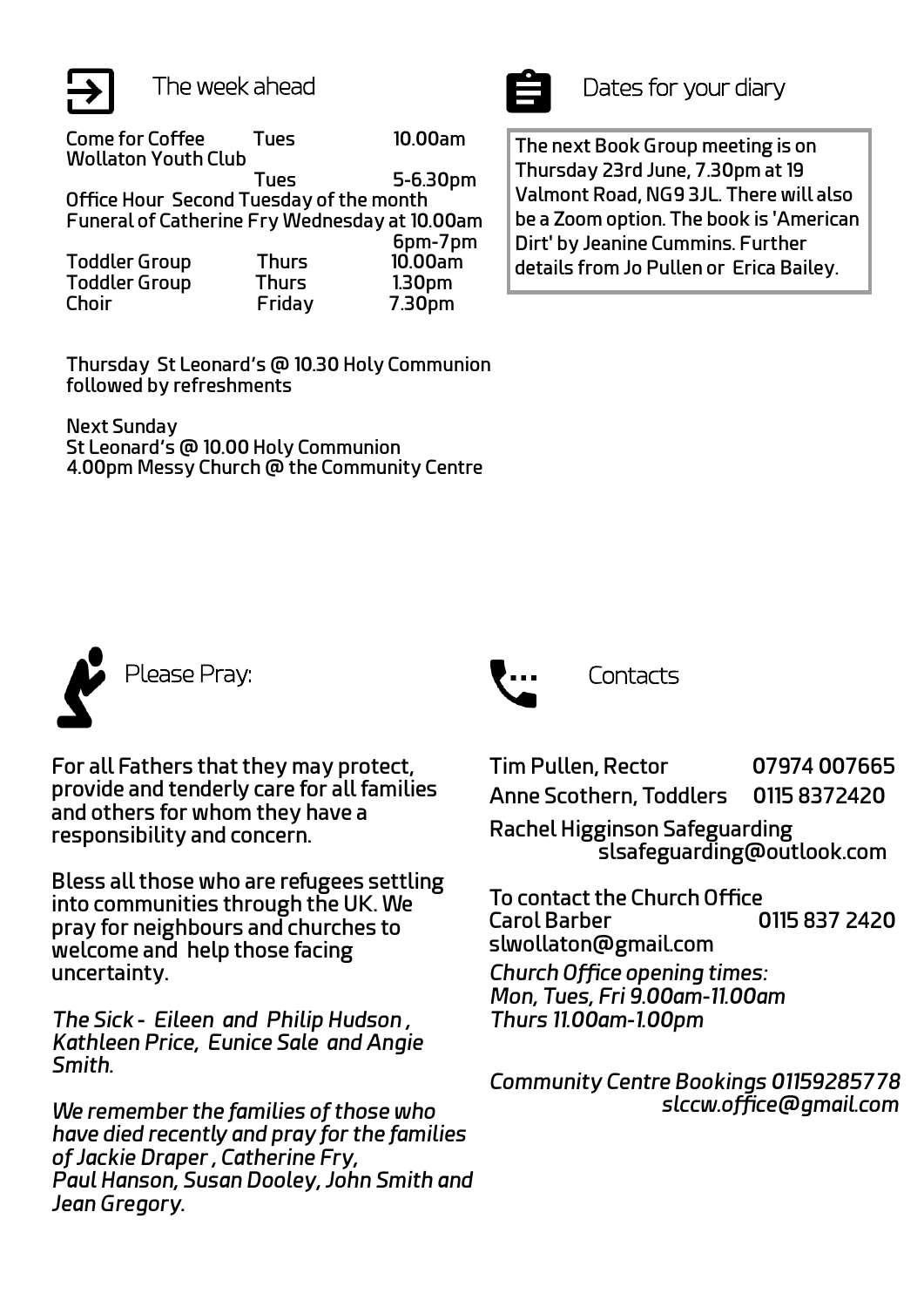## The week ahead

| | | |
|---|---|---|
| Come for Coffee | Tues | 10.00am |
| Wollaton Youth Club | Tues | 5-6.30pm |
| Office Hour Second Tuesday of the month | | 6pm-7pm |
| Funeral of Catherine Fry Wednesday at 10.00am | | |
| Toddler Group | Thurs | 10.00am |
| Toddler Group | Thurs | 1.30pm |
| Choir | Friday | 7.30pm |

Thursday St Leonard's @ 10.30 Holy Communion followed by refreshments

Next Sunday
St Leonard's @ 10.00 Holy Communion
4.00pm Messy Church @ the Community Centre

## Dates for your diary

The next Book Group meeting is on Thursday 23rd June, 7.30pm at 19 Valmont Road, NG9 3JL. There will also be a Zoom option. The book is 'American Dirt' by Jeanine Cummins. Further details from Jo Pullen or Erica Bailey.

## Please Pray:

For all Fathers that they may protect, provide and tenderly care for all families and others for whom they have a responsibility and concern.

Bless all those who are refugees settling into communities through the UK. We pray for neighbours and churches to welcome and help those facing uncertainty.

*The Sick - Eileen and Philip Hudson , Kathleen Price, Eunice Sale and Angie Smith.*

*We remember the families of those who have died recently and pray for the families of Jackie Draper , Catherine Fry, Paul Hanson, Susan Dooley, John Smith and Jean Gregory.*

## Contacts

Tim Pullen, Rector 07974 007665
Anne Scothern, Toddlers 0115 8372420
Rachel Higginson Safeguarding slsafeguarding@outlook.com

To contact the Church Office
Carol Barber 0115 837 2420
slwollaton@gmail.com

*Church Office opening times:*
*Mon, Tues, Fri 9.00am-11.00am*
*Thurs 11.00am-1.00pm*

*Community Centre Bookings 01159285778*
*slccw.office@gmail.com*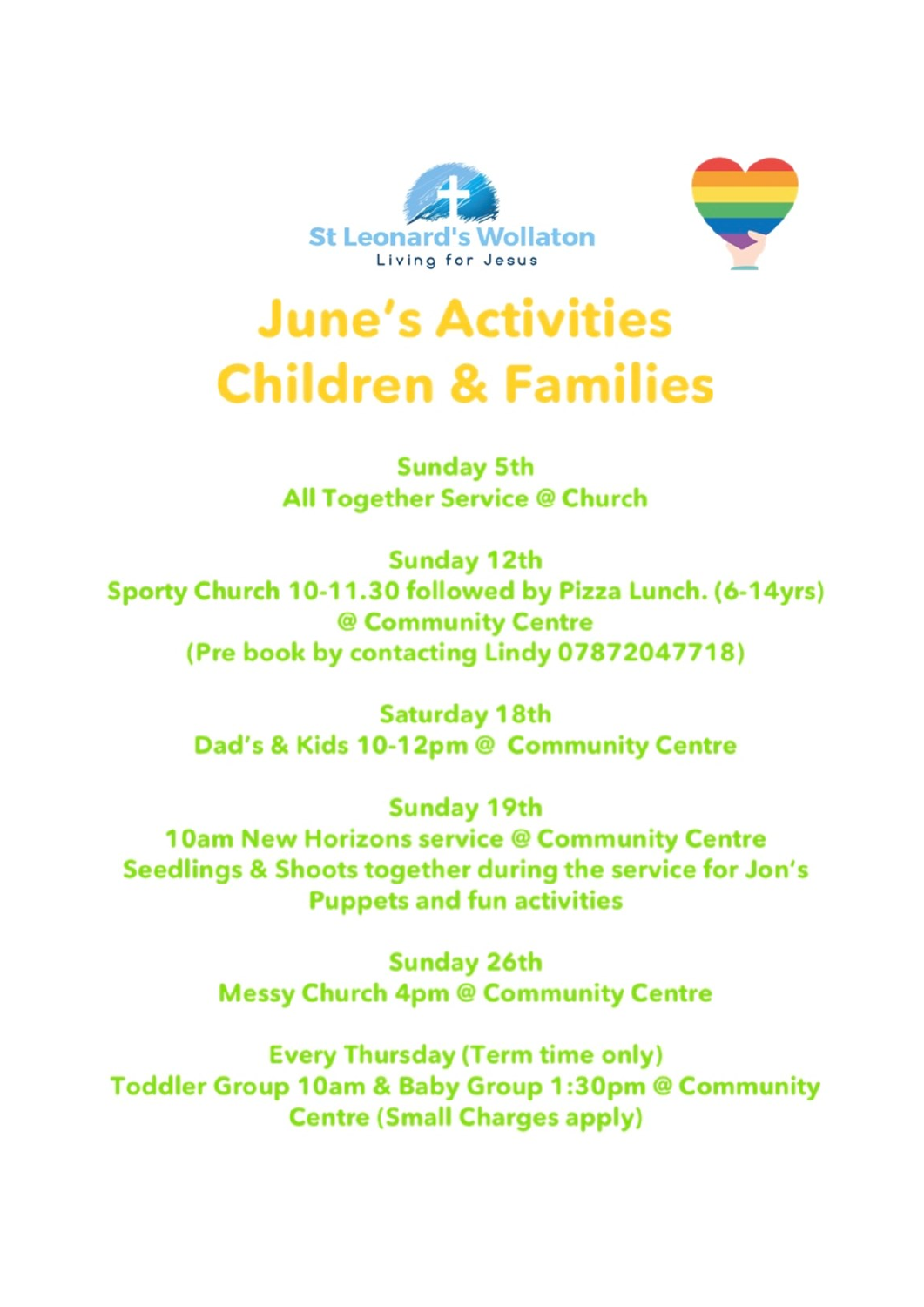St Leonard's Wollaton

Living for Jesus

# June's Activities
# Children & Families

**Sunday 5th**
All Together Service @ Church

**Sunday 12th**
Sporty Church 10-11.30 followed by Pizza Lunch. (6-14yrs)
@ Community Centre
(Pre book by contacting Lindy 07872047718)

**Saturday 18th**
Dad's & Kids 10-12pm @ Community Centre

**Sunday 19th**
10am New Horizons service @ Community Centre
Seedlings & Shoots together during the service for Jon's Puppets and fun activities

**Sunday 26th**
Messy Church 4pm @ Community Centre

**Every Thursday (Term time only)**
Toddler Group 10am & Baby Group 1:30pm @ Community Centre (Small Charges apply)